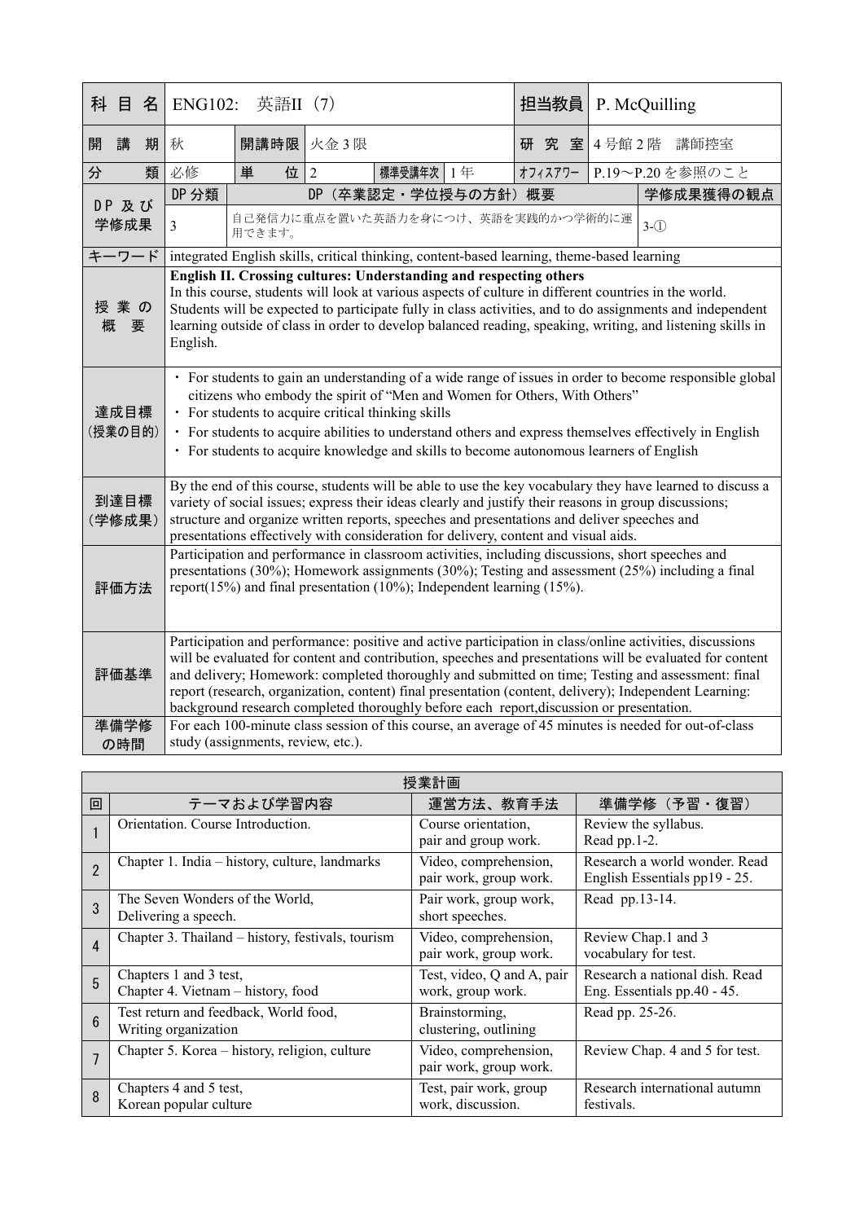| 科目名 | ENG102: 英語II (7) | | | | | 担当教員 | P. McQuilling | |
|---|---|---|---|---|---|---|---|---|
| 開講期 | 秋 | 開講時限 | 火金3限 | | | 研究室 | 4号館2階　講師控室 | |
| 分類 | 必修 | 単位 | 2 | 標準受講年次 | 1年 | ｵﾌｨｽｱﾜｰ | P.19～P.20を参照のこと | |
| DP及び学修成果 | DP分類 | DP（卒業認定・学位授与の方針）概要 | | | | | | 学修成果獲得の観点 |
| | 3 | 自己発信力に重点を置いた英語力を身につけ、英語を実践的かつ学術的に運用できます。 | | | | | | 3-① |
| キーワード | integrated English skills, critical thinking, content-based learning, theme-based learning | | | | | | | |
| 授業の概要 | **English II. Crossing cultures: Understanding and respecting others** In this course, students will look at various aspects of culture in different countries in the world. Students will be expected to participate fully in class activities, and to do assignments and independent learning outside of class in order to develop balanced reading, speaking, writing, and listening skills in English. | | | | | | | |
| 達成目標(授業の目的) | ・For students to gain an understanding of a wide range of issues in order to become responsible global citizens who embody the spirit of "Men and Women for Others, With Others"<br>・For students to acquire critical thinking skills<br>・For students to acquire abilities to understand others and express themselves effectively in English<br>・For students to acquire knowledge and skills to become autonomous learners of English | | | | | | | |
| 到達目標(学修成果) | By the end of this course, students will be able to use the key vocabulary they have learned to discuss a variety of social issues; express their ideas clearly and justify their reasons in group discussions; structure and organize written reports, speeches and presentations and deliver speeches and presentations effectively with consideration for delivery, content and visual aids. | | | | | | | |
| 評価方法 | Participation and performance in classroom activities, including discussions, short speeches and presentations (30%); Homework assignments (30%); Testing and assessment (25%) including a final report(15%) and final presentation (10%); Independent learning (15%). | | | | | | | |
| 評価基準 | Participation and performance: positive and active participation in class/online activities, discussions will be evaluated for content and contribution, speeches and presentations will be evaluated for content and delivery; Homework: completed thoroughly and submitted on time; Testing and assessment: final report (research, organization, content) final presentation (content, delivery); Independent Learning: background research completed thoroughly before each report,discussion or presentation. | | | | | | | |
| 準備学修の時間 | For each 100-minute class session of this course, an average of 45 minutes is needed for out-of-class study (assignments, review, etc.). | | | | | | | |

| 授業計画 | | | |
|---|---|---|---|
| 回 | テーマおよび学習内容 | 運営方法、教育手法 | 準備学修（予習・復習） |
| 1 | Orientation. Course Introduction. | Course orientation, pair and group work. | Review the syllabus. Read pp.1-2. |
| 2 | Chapter 1. India – history, culture, landmarks | Video, comprehension, pair work, group work. | Research a world wonder. Read English Essentials pp19 - 25. |
| 3 | The Seven Wonders of the World, Delivering a speech. | Pair work, group work, short speeches. | Read pp.13-14. |
| 4 | Chapter 3. Thailand – history, festivals, tourism | Video, comprehension, pair work, group work. | Review Chap.1 and 3 vocabulary for test. |
| 5 | Chapters 1 and 3 test, Chapter 4. Vietnam – history, food | Test, video, Q and A, pair work, group work. | Research a national dish. Read Eng. Essentials pp.40 - 45. |
| 6 | Test return and feedback, World food, Writing organization | Brainstorming, clustering, outlining | Read pp. 25-26. |
| 7 | Chapter 5. Korea – history, religion, culture | Video, comprehension, pair work, group work. | Review Chap. 4 and 5 for test. |
| 8 | Chapters 4 and 5 test, Korean popular culture | Test, pair work, group work, discussion. | Research international autumn festivals. |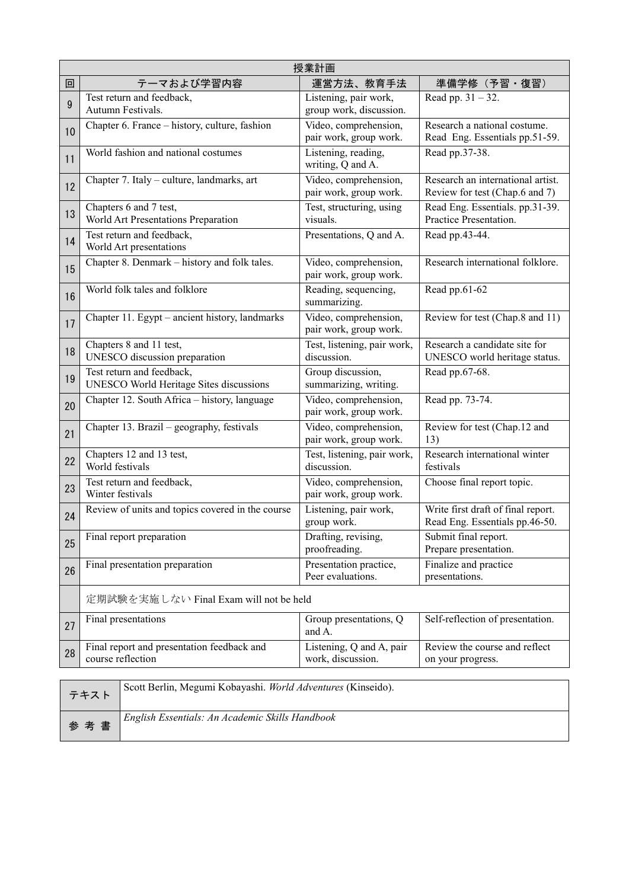| 授業計画 | | | |
|---|---|---|---|
| 回 | テーマおよび学習内容 | 運営方法、教育手法 | 準備学修（予習・復習） |
| 9 | Test return and feedback, Autumn Festivals. | Listening, pair work, group work, discussion. | Read pp. 31 – 32. |
| 10 | Chapter 6. France – history, culture, fashion | Video, comprehension, pair work, group work. | Research a national costume. Read Eng. Essentials pp.51-59. |
| 11 | World fashion and national costumes | Listening, reading, writing, Q and A. | Read pp.37-38. |
| 12 | Chapter 7. Italy – culture, landmarks, art | Video, comprehension, pair work, group work. | Research an international artist. Review for test (Chap.6 and 7) |
| 13 | Chapters 6 and 7 test, World Art Presentations Preparation | Test, structuring, using visuals. | Read Eng. Essentials. pp.31-39. Practice Presentation. |
| 14 | Test return and feedback, World Art presentations | Presentations, Q and A. | Read pp.43-44. |
| 15 | Chapter 8. Denmark – history and folk tales. | Video, comprehension, pair work, group work. | Research international folklore. |
| 16 | World folk tales and folklore | Reading, sequencing, summarizing. | Read pp.61-62 |
| 17 | Chapter 11. Egypt – ancient history, landmarks | Video, comprehension, pair work, group work. | Review for test (Chap.8 and 11) |
| 18 | Chapters 8 and 11 test, UNESCO discussion preparation | Test, listening, pair work, discussion. | Research a candidate site for UNESCO world heritage status. |
| 19 | Test return and feedback, UNESCO World Heritage Sites discussions | Group discussion, summarizing, writing. | Read pp.67-68. |
| 20 | Chapter 12. South Africa – history, language | Video, comprehension, pair work, group work. | Read pp. 73-74. |
| 21 | Chapter 13. Brazil – geography, festivals | Video, comprehension, pair work, group work. | Review for test (Chap.12 and 13) |
| 22 | Chapters 12 and 13 test, World festivals | Test, listening, pair work, discussion. | Research international winter festivals |
| 23 | Test return and feedback, Winter festivals | Video, comprehension, pair work, group work. | Choose final report topic. |
| 24 | Review of units and topics covered in the course | Listening, pair work, group work. | Write first draft of final report. Read Eng. Essentials pp.46-50. |
| 25 | Final report preparation | Drafting, revising, proofreading. | Submit final report. Prepare presentation. |
| 26 | Final presentation preparation | Presentation practice, Peer evaluations. | Finalize and practice presentations. |
| | 定期試験を実施しない Final Exam will not be held | | |
| 27 | Final presentations | Group presentations, Q and A. | Self-reflection of presentation. |
| 28 | Final report and presentation feedback and course reflection | Listening, Q and A, pair work, discussion. | Review the course and reflect on your progress. |

| | |
|---|---|
| テキスト | Scott Berlin, Megumi Kobayashi. *World Adventures* (Kinseido). |
| 参考書 | *English Essentials: An Academic Skills Handbook* |